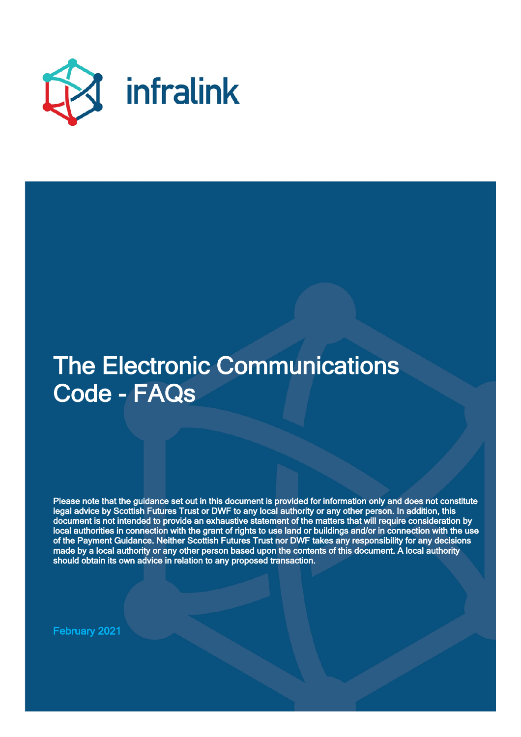infralink

# The Electronic Communications Code - FAQs

**Please note that the guidance set out in this document is provided for information only and does not constitute legal advice by Scottish Futures Trust or DWF to any local authority or any other person. In addition, this document is not intended to provide an exhaustive statement of the matters that will require consideration by local authorities in connection with the grant of rights to use land or buildings and/or in connection with the use of the Payment Guidance. Neither Scottish Futures Trust nor DWF takes any responsibility for any decisions made by a local authority or any other person based upon the contents of this document. A local authority should obtain its own advice in relation to any proposed transaction.**

**February 2021**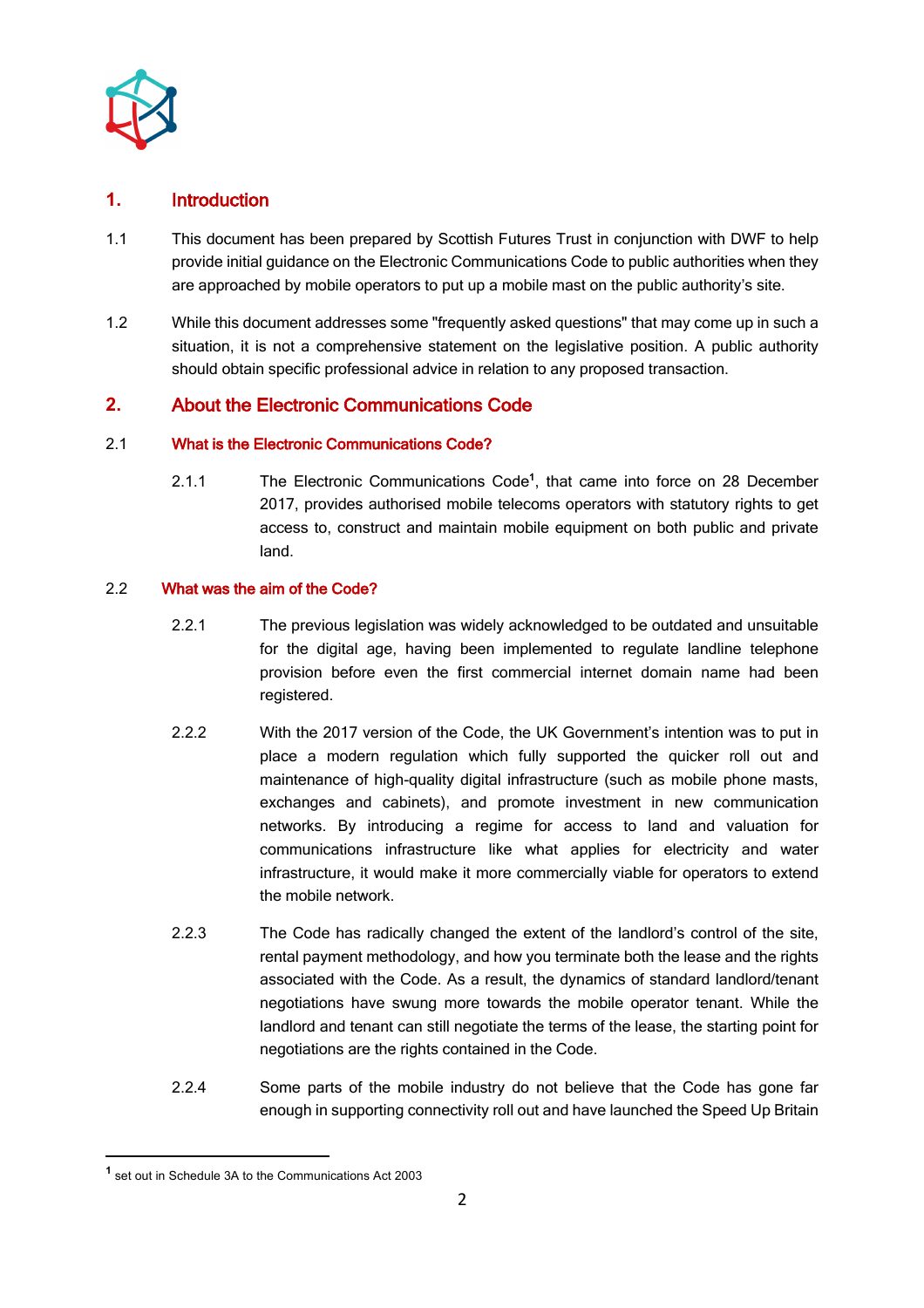## 1. Introduction

1.1 This document has been prepared by Scottish Futures Trust in conjunction with DWF to help provide initial guidance on the Electronic Communications Code to public authorities when they are approached by mobile operators to put up a mobile mast on the public authority's site.

1.2 While this document addresses some "frequently asked questions" that may come up in such a situation, it is not a comprehensive statement on the legislative position. A public authority should obtain specific professional advice in relation to any proposed transaction.

## 2. About the Electronic Communications Code

### 2.1 What is the Electronic Communications Code?

2.1.1 The Electronic Communications Code[1], that came into force on 28 December 2017, provides authorised mobile telecoms operators with statutory rights to get access to, construct and maintain mobile equipment on both public and private land.

### 2.2 What was the aim of the Code?

2.2.1 The previous legislation was widely acknowledged to be outdated and unsuitable for the digital age, having been implemented to regulate landline telephone provision before even the first commercial internet domain name had been registered.

2.2.2 With the 2017 version of the Code, the UK Government's intention was to put in place a modern regulation which fully supported the quicker roll out and maintenance of high-quality digital infrastructure (such as mobile phone masts, exchanges and cabinets), and promote investment in new communication networks. By introducing a regime for access to land and valuation for communications infrastructure like what applies for electricity and water infrastructure, it would make it more commercially viable for operators to extend the mobile network.

2.2.3 The Code has radically changed the extent of the landlord's control of the site, rental payment methodology, and how you terminate both the lease and the rights associated with the Code. As a result, the dynamics of standard landlord/tenant negotiations have swung more towards the mobile operator tenant. While the landlord and tenant can still negotiate the terms of the lease, the starting point for negotiations are the rights contained in the Code.

2.2.4 Some parts of the mobile industry do not believe that the Code has gone far enough in supporting connectivity roll out and have launched the Speed Up Britain

[1] set out in Schedule 3A to the Communications Act 2003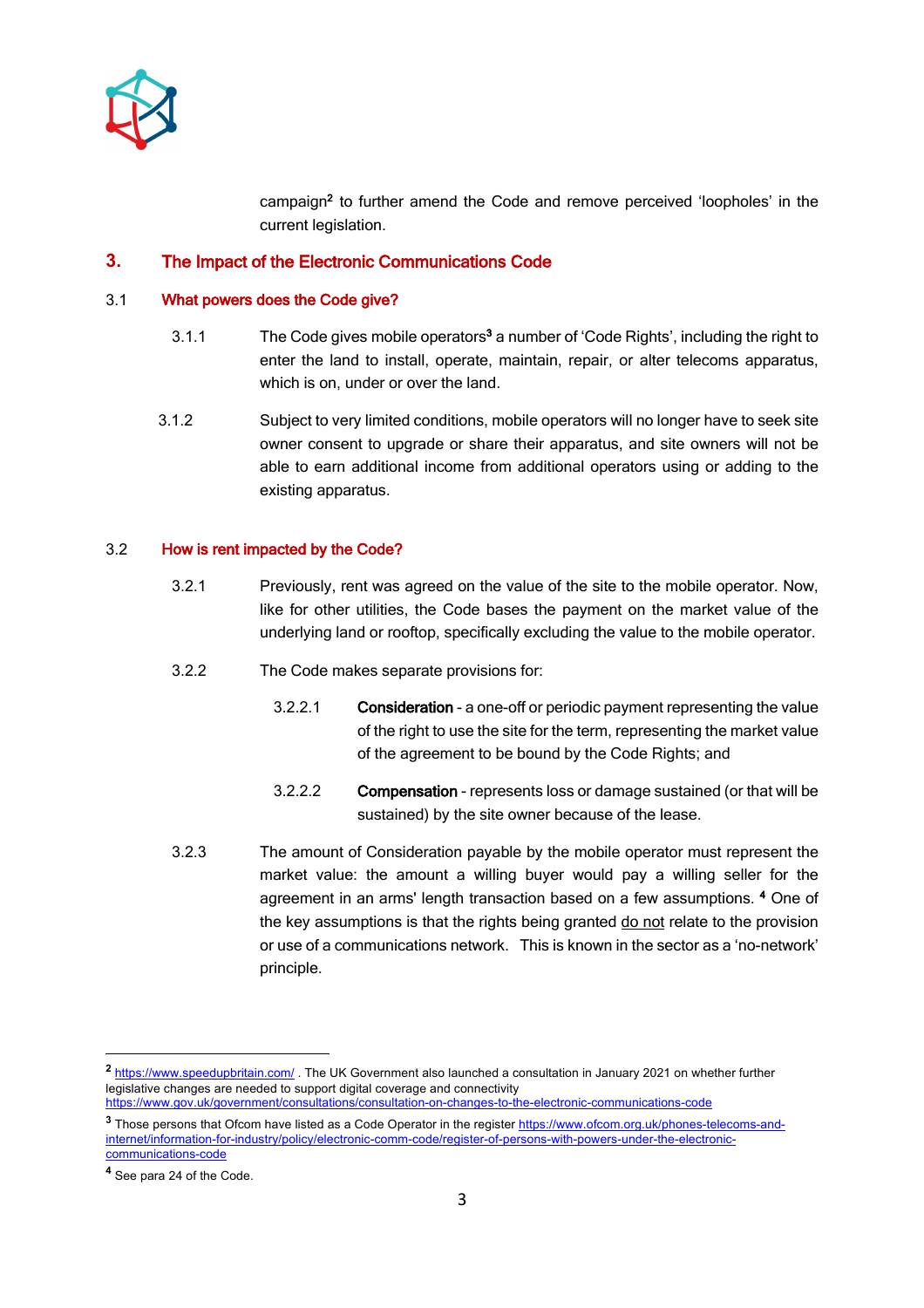campaign[2] to further amend the Code and remove perceived 'loopholes' in the current legislation.

## 3. The Impact of the Electronic Communications Code

### 3.1 What powers does the Code give?

3.1.1 The Code gives mobile operators[3] a number of 'Code Rights', including the right to enter the land to install, operate, maintain, repair, or alter telecoms apparatus, which is on, under or over the land.

3.1.2 Subject to very limited conditions, mobile operators will no longer have to seek site owner consent to upgrade or share their apparatus, and site owners will not be able to earn additional income from additional operators using or adding to the existing apparatus.

### 3.2 How is rent impacted by the Code?

3.2.1 Previously, rent was agreed on the value of the site to the mobile operator. Now, like for other utilities, the Code bases the payment on the market value of the underlying land or rooftop, specifically excluding the value to the mobile operator.

3.2.2 The Code makes separate provisions for:

3.2.2.1 **Consideration** - a one-off or periodic payment representing the value of the right to use the site for the term, representing the market value of the agreement to be bound by the Code Rights; and

3.2.2.2 **Compensation** - represents loss or damage sustained (or that will be sustained) by the site owner because of the lease.

3.2.3 The amount of Consideration payable by the mobile operator must represent the market value: the amount a willing buyer would pay a willing seller for the agreement in an arms' length transaction based on a few assumptions. [4] One of the key assumptions is that the rights being granted <u>do not</u> relate to the provision or use of a communications network. This is known in the sector as a 'no-network' principle.

---

[2] https://www.speedupbritain.com/ . The UK Government also launched a consultation in January 2021 on whether further legislative changes are needed to support digital coverage and connectivity https://www.gov.uk/government/consultations/consultation-on-changes-to-the-electronic-communications-code

[3] Those persons that Ofcom have listed as a Code Operator in the register https://www.ofcom.org.uk/phones-telecoms-and-internet/information-for-industry/policy/electronic-comm-code/register-of-persons-with-powers-under-the-electronic-communications-code

[4] See para 24 of the Code.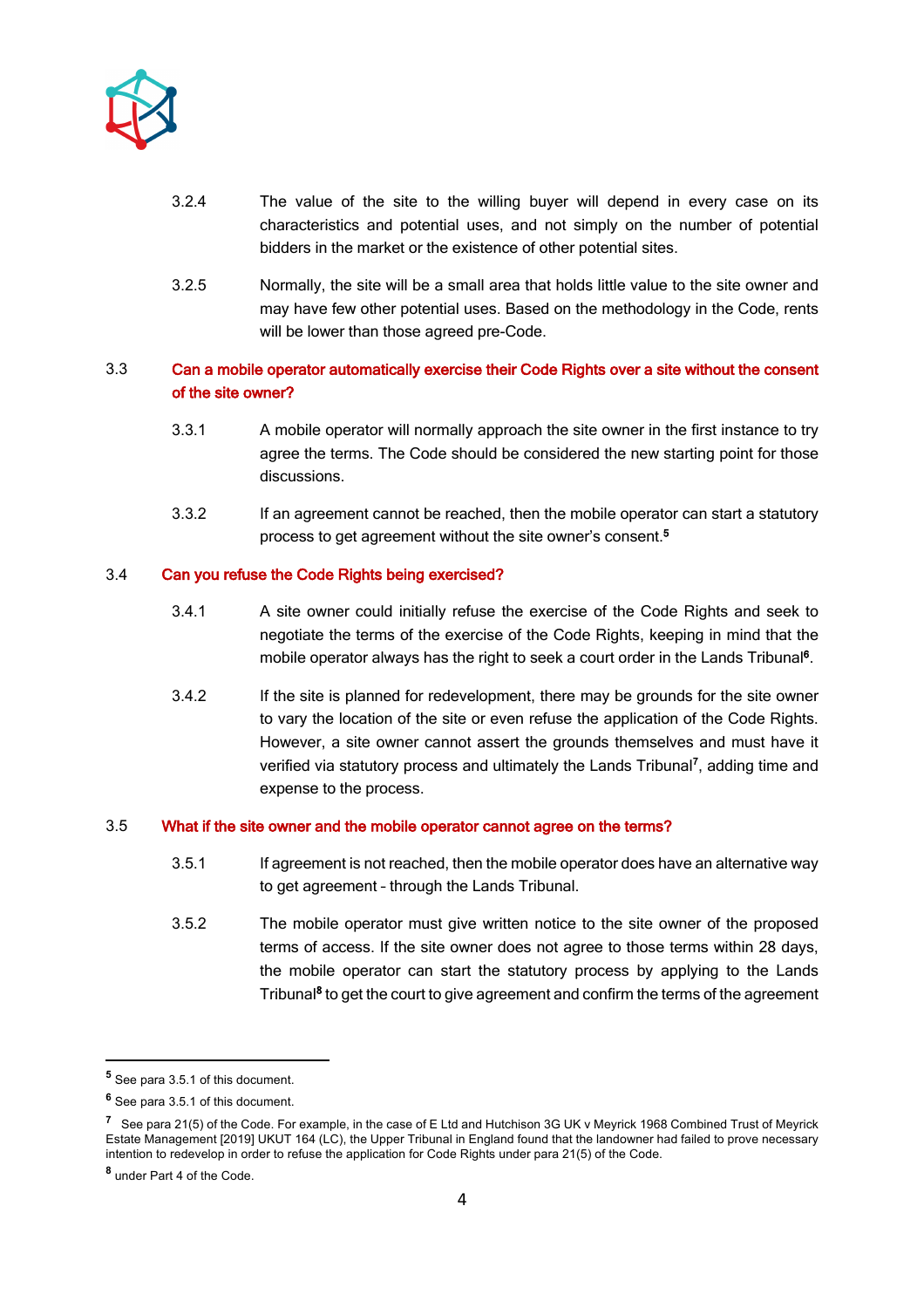3.2.4 The value of the site to the willing buyer will depend in every case on its characteristics and potential uses, and not simply on the number of potential bidders in the market or the existence of other potential sites.

3.2.5 Normally, the site will be a small area that holds little value to the site owner and may have few other potential uses. Based on the methodology in the Code, rents will be lower than those agreed pre-Code.

### 3.3 Can a mobile operator automatically exercise their Code Rights over a site without the consent of the site owner?

3.3.1 A mobile operator will normally approach the site owner in the first instance to try agree the terms. The Code should be considered the new starting point for those discussions.

3.3.2 If an agreement cannot be reached, then the mobile operator can start a statutory process to get agreement without the site owner's consent.[5]

### 3.4 Can you refuse the Code Rights being exercised?

3.4.1 A site owner could initially refuse the exercise of the Code Rights and seek to negotiate the terms of the exercise of the Code Rights, keeping in mind that the mobile operator always has the right to seek a court order in the Lands Tribunal[6].

3.4.2 If the site is planned for redevelopment, there may be grounds for the site owner to vary the location of the site or even refuse the application of the Code Rights. However, a site owner cannot assert the grounds themselves and must have it verified via statutory process and ultimately the Lands Tribunal[7], adding time and expense to the process.

### 3.5 What if the site owner and the mobile operator cannot agree on the terms?

3.5.1 If agreement is not reached, then the mobile operator does have an alternative way to get agreement – through the Lands Tribunal.

3.5.2 The mobile operator must give written notice to the site owner of the proposed terms of access. If the site owner does not agree to those terms within 28 days, the mobile operator can start the statutory process by applying to the Lands Tribunal[8] to get the court to give agreement and confirm the terms of the agreement

---

[5] See para 3.5.1 of this document.

[6] See para 3.5.1 of this document.

[7] See para 21(5) of the Code. For example, in the case of E Ltd and Hutchison 3G UK v Meyrick 1968 Combined Trust of Meyrick Estate Management [2019] UKUT 164 (LC), the Upper Tribunal in England found that the landowner had failed to prove necessary intention to redevelop in order to refuse the application for Code Rights under para 21(5) of the Code.

[8] under Part 4 of the Code.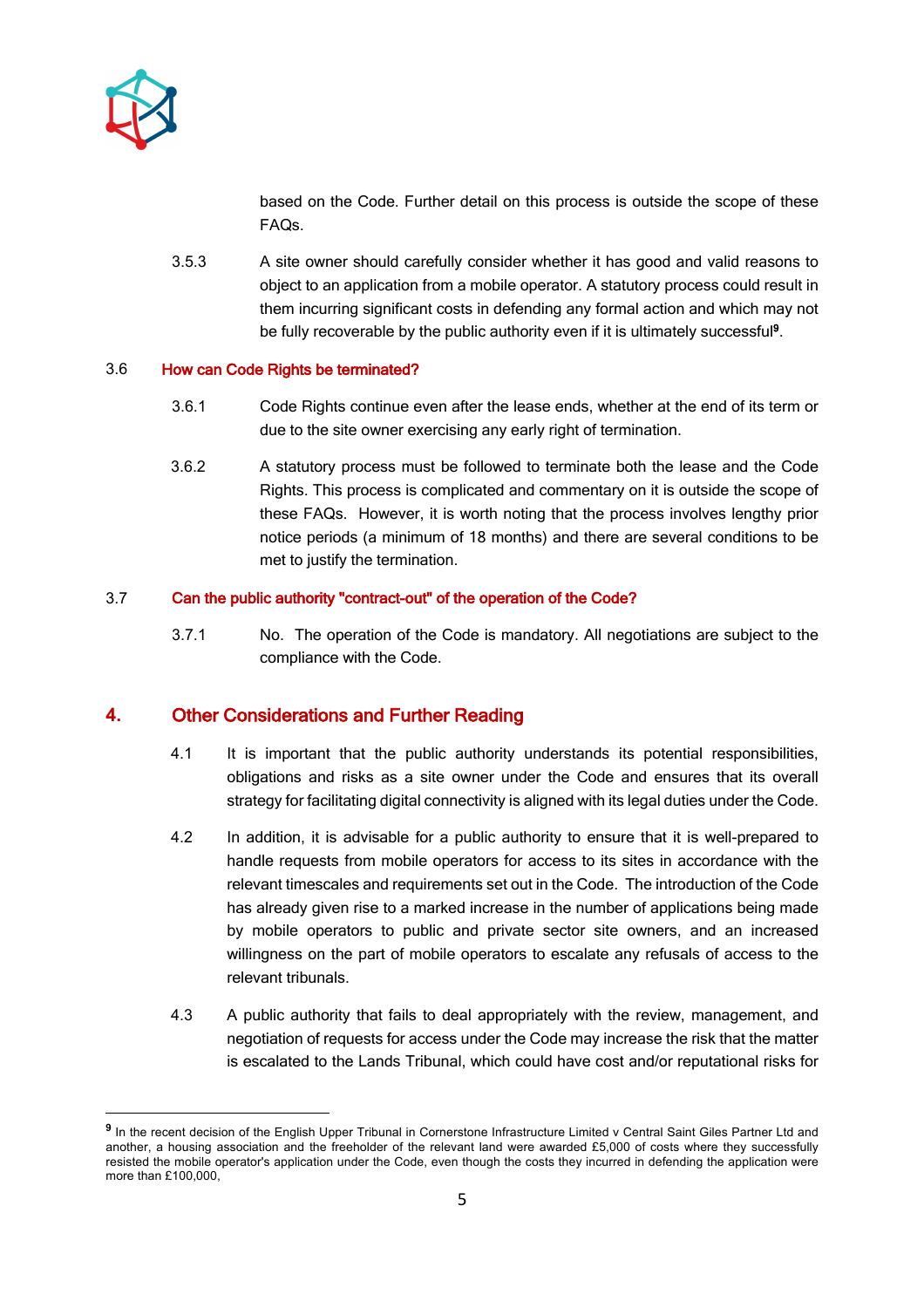based on the Code. Further detail on this process is outside the scope of these FAQs.

3.5.3 A site owner should carefully consider whether it has good and valid reasons to object to an application from a mobile operator. A statutory process could result in them incurring significant costs in defending any formal action and which may not be fully recoverable by the public authority even if it is ultimately successful[9].

### 3.6 How can Code Rights be terminated?

3.6.1 Code Rights continue even after the lease ends, whether at the end of its term or due to the site owner exercising any early right of termination.

3.6.2 A statutory process must be followed to terminate both the lease and the Code Rights. This process is complicated and commentary on it is outside the scope of these FAQs. However, it is worth noting that the process involves lengthy prior notice periods (a minimum of 18 months) and there are several conditions to be met to justify the termination.

### 3.7 Can the public authority "contract-out" of the operation of the Code?

3.7.1 No. The operation of the Code is mandatory. All negotiations are subject to the compliance with the Code.

## 4. Other Considerations and Further Reading

4.1 It is important that the public authority understands its potential responsibilities, obligations and risks as a site owner under the Code and ensures that its overall strategy for facilitating digital connectivity is aligned with its legal duties under the Code.

4.2 In addition, it is advisable for a public authority to ensure that it is well-prepared to handle requests from mobile operators for access to its sites in accordance with the relevant timescales and requirements set out in the Code. The introduction of the Code has already given rise to a marked increase in the number of applications being made by mobile operators to public and private sector site owners, and an increased willingness on the part of mobile operators to escalate any refusals of access to the relevant tribunals.

4.3 A public authority that fails to deal appropriately with the review, management, and negotiation of requests for access under the Code may increase the risk that the matter is escalated to the Lands Tribunal, which could have cost and/or reputational risks for

---

[9] In the recent decision of the English Upper Tribunal in Cornerstone Infrastructure Limited v Central Saint Giles Partner Ltd and another, a housing association and the freeholder of the relevant land were awarded £5,000 of costs where they successfully resisted the mobile operator's application under the Code, even though the costs they incurred in defending the application were more than £100,000,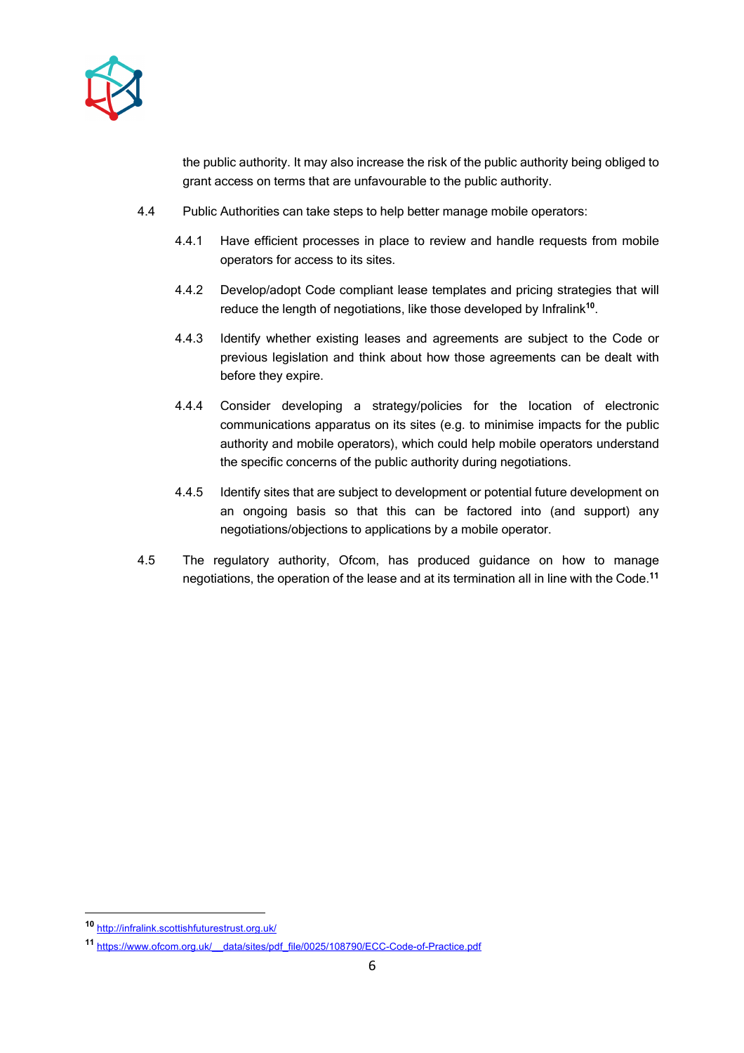the public authority. It may also increase the risk of the public authority being obliged to grant access on terms that are unfavourable to the public authority.

4.4 Public Authorities can take steps to help better manage mobile operators:

4.4.1 Have efficient processes in place to review and handle requests from mobile operators for access to its sites.

4.4.2 Develop/adopt Code compliant lease templates and pricing strategies that will reduce the length of negotiations, like those developed by Infralink[10].

4.4.3 Identify whether existing leases and agreements are subject to the Code or previous legislation and think about how those agreements can be dealt with before they expire.

4.4.4 Consider developing a strategy/policies for the location of electronic communications apparatus on its sites (e.g. to minimise impacts for the public authority and mobile operators), which could help mobile operators understand the specific concerns of the public authority during negotiations.

4.4.5 Identify sites that are subject to development or potential future development on an ongoing basis so that this can be factored into (and support) any negotiations/objections to applications by a mobile operator.

4.5 The regulatory authority, Ofcom, has produced guidance on how to manage negotiations, the operation of the lease and at its termination all in line with the Code.[11]

---

[10] http://infralink.scottishfuturestrust.org.uk/

[11] https://www.ofcom.org.uk/__data/sites/pdf_file/0025/108790/ECC-Code-of-Practice.pdf